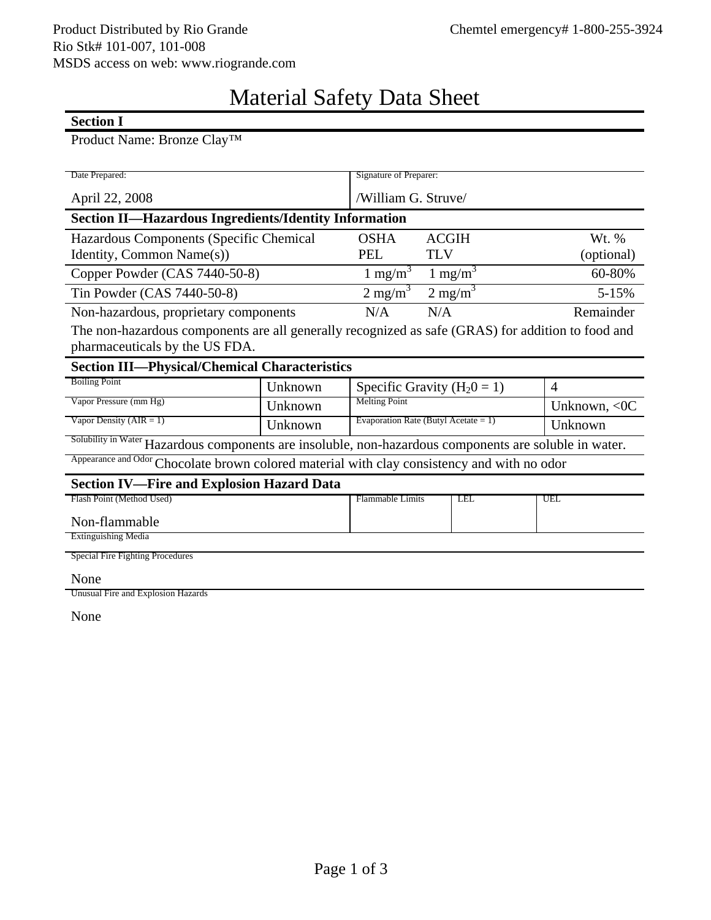Product Distributed by Rio Grande
Rio Stk# 101-007, 101-008
MSDS access on web: www.riogrande.com

Chemtel emergency# 1-800-255-3924

# Material Safety Data Sheet

## Section I

Product Name: Bronze Clay™

| Date Prepared: | Signature of Preparer: |
|---|---|
| April 22, 2008 | /William G. Struve/ |

## Section II—Hazardous Ingredients/Identity Information

| Hazardous Components (Specific Chemical Identity, Common Name(s)) | OSHA PEL | ACGIH TLV | Wt. % (optional) |
|---|---|---|---|
| Copper Powder (CAS 7440-50-8) | 1 mg/m$^3$ | 1 mg/m$^3$ | 60-80% |
| Tin Powder (CAS 7440-50-8) | 2 mg/m$^3$ | 2 mg/m$^3$ | 5-15% |
| Non-hazardous, proprietary components | N/A | N/A | Remainder |

The non-hazardous components are all generally recognized as safe (GRAS) for addition to food and pharmaceuticals by the US FDA.

## Section III—Physical/Chemical Characteristics

| | | | |
|---|---|---|---|
| Boiling Point | Unknown | Specific Gravity ($H_20 = 1$) | 4 |
| Vapor Pressure (mm Hg) | Unknown | Melting Point | Unknown, <0C |
| Vapor Density (AIR = 1) | Unknown | Evaporation Rate (Butyl Acetate = 1) | Unknown |

Solubility in Water: Hazardous components are insoluble, non-hazardous components are soluble in water.

Appearance and Odor: Chocolate brown colored material with clay consistency and with no odor

## Section IV—Fire and Explosion Hazard Data

| Flash Point (Method Used) | Flammable Limits | LEL | UEL |
|---|---|---|---|
| Non-flammable | | | |

Extinguishing Media

Special Fire Fighting Procedures

None

Unusual Fire and Explosion Hazards

None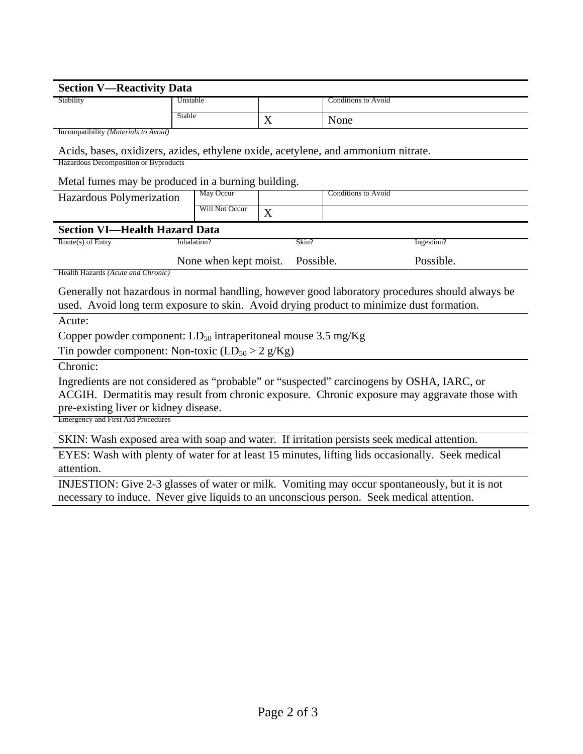## Section V—Reactivity Data

| Stability | | | Conditions to Avoid |
|---|---|---|---|
| | Unstable | | |
| | Stable | X | None |

Incompatibility *(Materials to Avoid)*

Acids, bases, oxidizers, azides, ethylene oxide, acetylene, and ammonium nitrate.

Hazardous Decomposition or Byproducts

Metal fumes may be produced in a burning building.

| Hazardous Polymerization | | | Conditions to Avoid |
|---|---|---|---|
| | May Occur | | |
| | Will Not Occur | X | |

## Section VI—Health Hazard Data

| Route(s) of Entry | Inhalation? | Skin? | Ingestion? |
|---|---|---|---|
| | None when kept moist. | Possible. | Possible. |

Health Hazards *(Acute and Chronic)*

Generally not hazardous in normal handling, however good laboratory procedures should always be used. Avoid long term exposure to skin. Avoid drying product to minimize dust formation.

Acute:

Copper powder component: $LD_{50}$ intraperitoneal mouse 3.5 mg/Kg

Tin powder component: Non-toxic ($LD_{50}$ > 2 g/Kg)

Chronic:

Ingredients are not considered as “probable” or “suspected” carcinogens by OSHA, IARC, or ACGIH. Dermatitis may result from chronic exposure. Chronic exposure may aggravate those with pre-existing liver or kidney disease.

Emergency and First Aid Procedures

SKIN: Wash exposed area with soap and water. If irritation persists seek medical attention.

EYES: Wash with plenty of water for at least 15 minutes, lifting lids occasionally. Seek medical attention.

INJESTION: Give 2-3 glasses of water or milk. Vomiting may occur spontaneously, but it is not necessary to induce. Never give liquids to an unconscious person. Seek medical attention.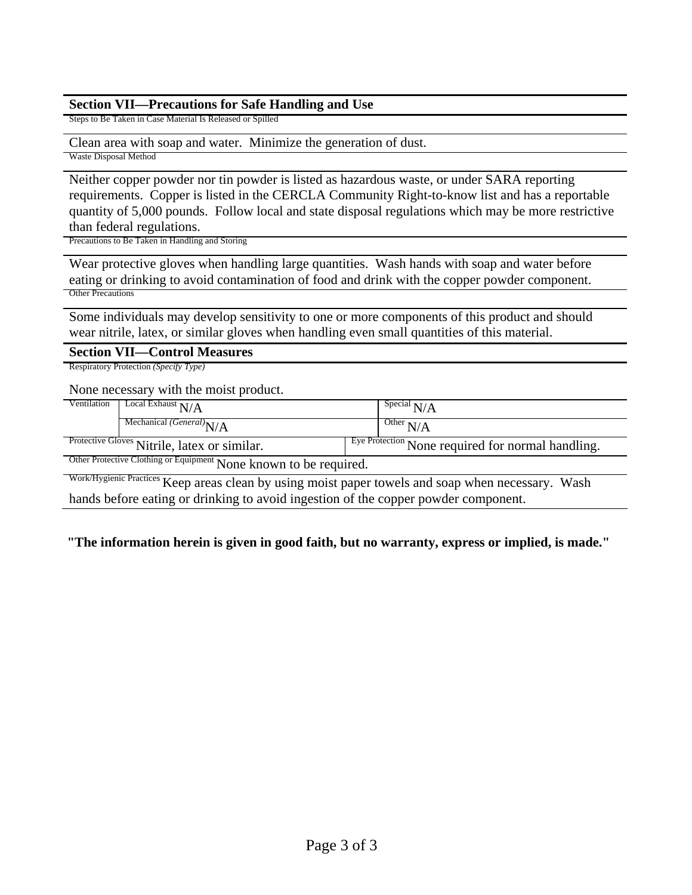## Section VII—Precautions for Safe Handling and Use

Steps to Be Taken in Case Material Is Released or Spilled

Clean area with soap and water. Minimize the generation of dust.

Waste Disposal Method

Neither copper powder nor tin powder is listed as hazardous waste, or under SARA reporting requirements. Copper is listed in the CERCLA Community Right-to-know list and has a reportable quantity of 5,000 pounds. Follow local and state disposal regulations which may be more restrictive than federal regulations.

Precautions to Be Taken in Handling and Storing

Wear protective gloves when handling large quantities. Wash hands with soap and water before eating or drinking to avoid contamination of food and drink with the copper powder component.

Other Precautions

Some individuals may develop sensitivity to one or more components of this product and should wear nitrile, latex, or similar gloves when handling even small quantities of this material.

## Section VII—Control Measures

Respiratory Protection *(Specify Type)*

None necessary with the moist product.

| | | |
|---|---|---|
| Ventilation | Local Exhaust N/A | Special N/A |
| | Mechanical *(General)* N/A | Other N/A |
| Protective Gloves Nitrile, latex or similar. | | Eye Protection None required for normal handling. |

Other Protective Clothing or Equipment None known to be required.

Work/Hygienic Practices Keep areas clean by using moist paper towels and soap when necessary. Wash hands before eating or drinking to avoid ingestion of the copper powder component.

**"The information herein is given in good faith, but no warranty, express or implied, is made."**